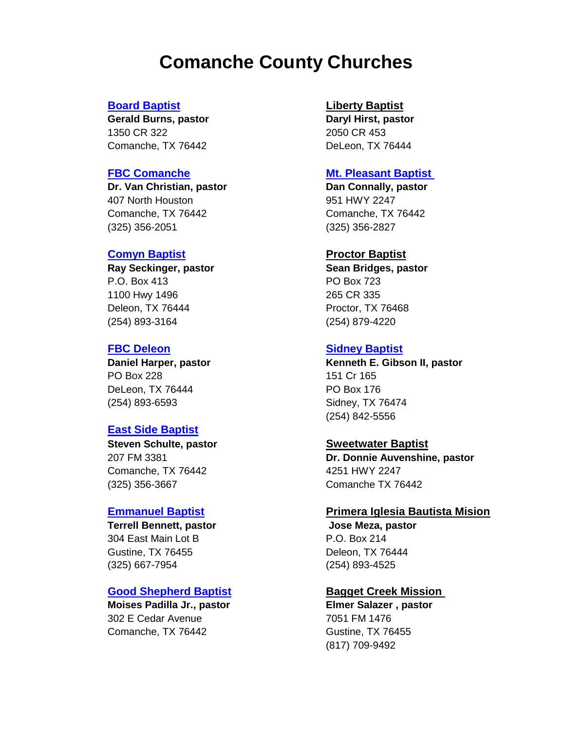# Comanche County Churches

**Board Baptist**
**Gerald Burns, pastor**
1350 CR 322
Comanche, TX 76442

**FBC Comanche**
**Dr. Van Christian, pastor**
407 North Houston
Comanche, TX 76442
(325) 356-2051

**Comyn Baptist**
**Ray Seckinger, pastor**
P.O. Box 413
1100 Hwy 1496
Deleon, TX 76444
(254) 893-3164

**FBC Deleon**
**Daniel Harper, pastor**
PO Box 228
DeLeon, TX 76444
(254) 893-6593

**East Side Baptist**
**Steven Schulte, pastor**
207 FM 3381
Comanche, TX 76442
(325) 356-3667

**Emmanuel Baptist**
**Terrell Bennett, pastor**
304 East Main Lot B
Gustine, TX 76455
(325) 667-7954

**Good Shepherd Baptist**
**Moises Padilla Jr., pastor**
302 E Cedar Avenue
Comanche, TX 76442

**Liberty Baptist**
**Daryl Hirst, pastor**
2050 CR 453
DeLeon, TX 76444

**Mt. Pleasant Baptist**
**Dan Connally, pastor**
951 HWY 2247
Comanche, TX 76442
(325) 356-2827

**Proctor Baptist**
**Sean Bridges, pastor**
PO Box 723
265 CR 335
Proctor, TX 76468
(254) 879-4220

**Sidney Baptist**
**Kenneth E. Gibson II, pastor**
151 Cr 165
PO Box 176
Sidney, TX 76474
(254) 842-5556

**Sweetwater Baptist**
**Dr. Donnie Auvenshine, pastor**
4251 HWY 2247
Comanche TX 76442

**Primera Iglesia Bautista Mision**
**Jose Meza, pastor**
P.O. Box 214
Deleon, TX 76444
(254) 893-4525

**Bagget Creek Mission**
**Elmer Salazer , pastor**
7051 FM 1476
Gustine, TX 76455
(817) 709-9492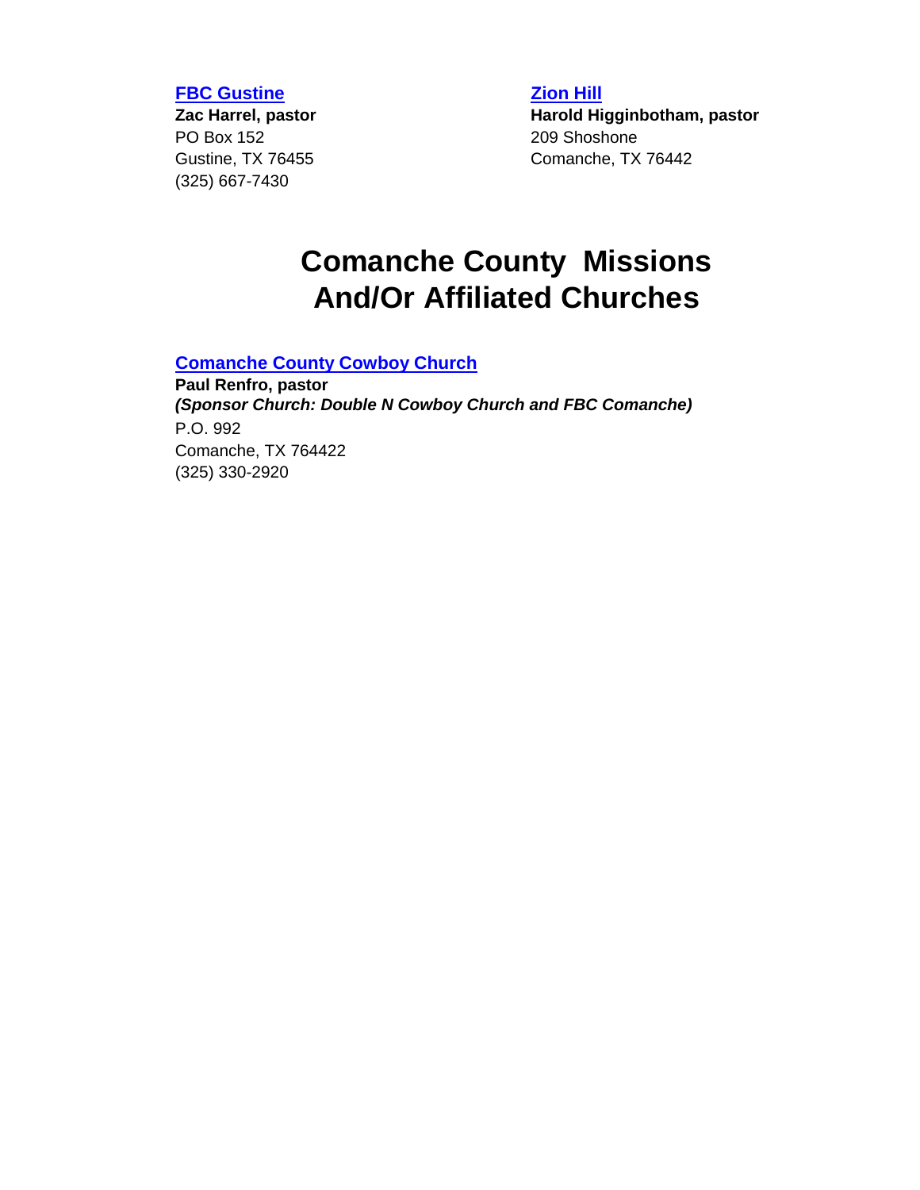**FBC Gustine**
**Zac Harrel, pastor**
PO Box 152
Gustine, TX 76455
(325) 667-7430

**Zion Hill**
**Harold Higginbotham, pastor**
209 Shoshone
Comanche, TX 76442

# Comanche County Missions And/Or Affiliated Churches

**Comanche County Cowboy Church**
**Paul Renfro, pastor**
***(Sponsor Church: Double N Cowboy Church and FBC Comanche)***
P.O. 992
Comanche, TX 764422
(325) 330-2920